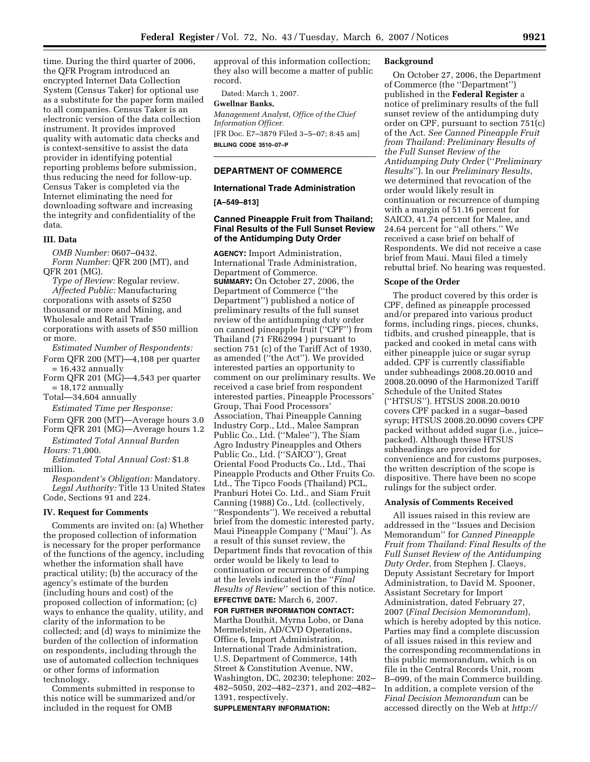time. During the third quarter of 2006, the QFR Program introduced an encrypted Internet Data Collection System (Census Taker) for optional use as a substitute for the paper form mailed to all companies. Census Taker is an electronic version of the data collection instrument. It provides improved quality with automatic data checks and is context-sensitive to assist the data provider in identifying potential reporting problems before submission, thus reducing the need for follow-up. Census Taker is completed via the Internet eliminating the need for downloading software and increasing the integrity and confidentiality of the data.

## III. Data

*OMB Number:* 0607–0432.

*Form Number:* QFR 200 (MT), and QFR 201 (MG).

*Type of Review:* Regular review.

*Affected Public:* Manufacturing corporations with assets of $250 thousand or more and Mining, and Wholesale and Retail Trade corporations with assets of $50 million or more.

*Estimated Number of Respondents:*

Form QFR 200 (MT)—4,108 per quarter = 16,432 annually

Form QFR 201 (MG)—4,543 per quarter = 18,172 annually

Total—34,604 annually

*Estimated Time per Response:*

Form QFR 200 (MT)—Average hours 3.0

Form QFR 201 (MG)—Average hours 1.2

*Estimated Total Annual Burden Hours:* 71,000.

*Estimated Total Annual Cost:* $1.8 million.

*Respondent's Obligation:* Mandatory.

*Legal Authority:* Title 13 United States Code, Sections 91 and 224.

## IV. Request for Comments

Comments are invited on: (a) Whether the proposed collection of information is necessary for the proper performance of the functions of the agency, including whether the information shall have practical utility; (b) the accuracy of the agency's estimate of the burden (including hours and cost) of the proposed collection of information; (c) ways to enhance the quality, utility, and clarity of the information to be collected; and (d) ways to minimize the burden of the collection of information on respondents, including through the use of automated collection techniques or other forms of information technology.

Comments submitted in response to this notice will be summarized and/or included in the request for OMB approval of this information collection; they also will become a matter of public record.

Dated: March 1, 2007.

**Gwellnar Banks,**

*Management Analyst, Office of the Chief Information Officer.*

[FR Doc. E7–3879 Filed 3–5–07; 8:45 am]

**BILLING CODE 3510–07–P**

---

# DEPARTMENT OF COMMERCE

## International Trade Administration

**[A–549–813]**

## Canned Pineapple Fruit from Thailand; Final Results of the Full Sunset Review of the Antidumping Duty Order

**AGENCY:** Import Administration, International Trade Administration, Department of Commerce.

**SUMMARY:** On October 27, 2006, the Department of Commerce (''the Department'') published a notice of preliminary results of the full sunset review of the antidumping duty order on canned pineapple fruit (''CPF'') from Thailand (71 FR62994 ) pursuant to section 751 (c) of the Tariff Act of 1930, as amended (''the Act''). We provided interested parties an opportunity to comment on our preliminary results. We received a case brief from respondent interested parties, Pineapple Processors' Group, Thai Food Processors' Association, Thai Pineapple Canning Industry Corp., Ltd., Malee Sampran Public Co., Ltd. (''Malee''), The Siam Agro Industry Pineapples and Others Public Co., Ltd. (''SAICO''), Great Oriental Food Products Co., Ltd., Thai Pineapple Products and Other Fruits Co. Ltd., The Tipco Foods (Thailand) PCL, Pranburi Hotei Co. Ltd., and Siam Fruit Canning (1988) Co., Ltd. (collectively, ''Respondents''). We received a rebuttal brief from the domestic interested party, Maui Pineapple Company (''Maui''). As a result of this sunset review, the Department finds that revocation of this order would be likely to lead to continuation or recurrence of dumping at the levels indicated in the ''*Final Results of Review*'' section of this notice.

**EFFECTIVE DATE:** March 6, 2007.

**FOR FURTHER INFORMATION CONTACT:** Martha Douthit, Myrna Lobo, or Dana Mermelstein, AD/CVD Operations, Office 6, Import Administration, International Trade Administration, U.S. Department of Commerce, 14th Street & Constitution Avenue, NW, Washington, DC, 20230; telephone: 202–482–5050, 202–482–2371, and 202–482–1391, respectively.

**SUPPLEMENTARY INFORMATION:**

### Background

On October 27, 2006, the Department of Commerce (the ''Department'') published in the **Federal Register** a notice of preliminary results of the full sunset review of the antidumping duty order on CPF, pursuant to section 751(c) of the Act. *See Canned Pineapple Fruit from Thailand: Preliminary Results of the Full Sunset Review of the Antidumping Duty Order* (''*Preliminary Results*''). In our *Preliminary Results*, we determined that revocation of the order would likely result in continuation or recurrence of dumping with a margin of 51.16 percent for SAICO, 41.74 percent for Malee, and 24.64 percent for ''all others.'' We received a case brief on behalf of Respondents. We did not receive a case brief from Maui. Maui filed a timely rebuttal brief. No hearing was requested.

### Scope of the Order

The product covered by this order is CPF, defined as pineapple processed and/or prepared into various product forms, including rings, pieces, chunks, tidbits, and crushed pineapple, that is packed and cooked in metal cans with either pineapple juice or sugar syrup added. CPF is currently classifiable under subheadings 2008.20.0010 and 2008.20.0090 of the Harmonized Tariff Schedule of the United States (''HTSUS''). HTSUS 2008.20.0010 covers CPF packed in a sugar–based syrup; HTSUS 2008.20.0090 covers CPF packed without added sugar (i.e., juice–packed). Although these HTSUS subheadings are provided for convenience and for customs purposes, the written description of the scope is dispositive. There have been no scope rulings for the subject order.

### Analysis of Comments Received

All issues raised in this review are addressed in the ''Issues and Decision Memorandum'' for *Canned Pineapple Fruit from Thailand: Final Results of the Full Sunset Review of the Antidumping Duty Order*, from Stephen J. Claeys, Deputy Assistant Secretary for Import Administration, to David M. Spooner, Assistant Secretary for Import Administration, dated February 27, 2007 (*Final Decision Memorandum*), which is hereby adopted by this notice. Parties may find a complete discussion of all issues raised in this review and the corresponding recommendations in this public memorandum, which is on file in the Central Records Unit, room B–099, of the main Commerce building. In addition, a complete version of the *Final Decision Memorandum* can be accessed directly on the Web at *http://*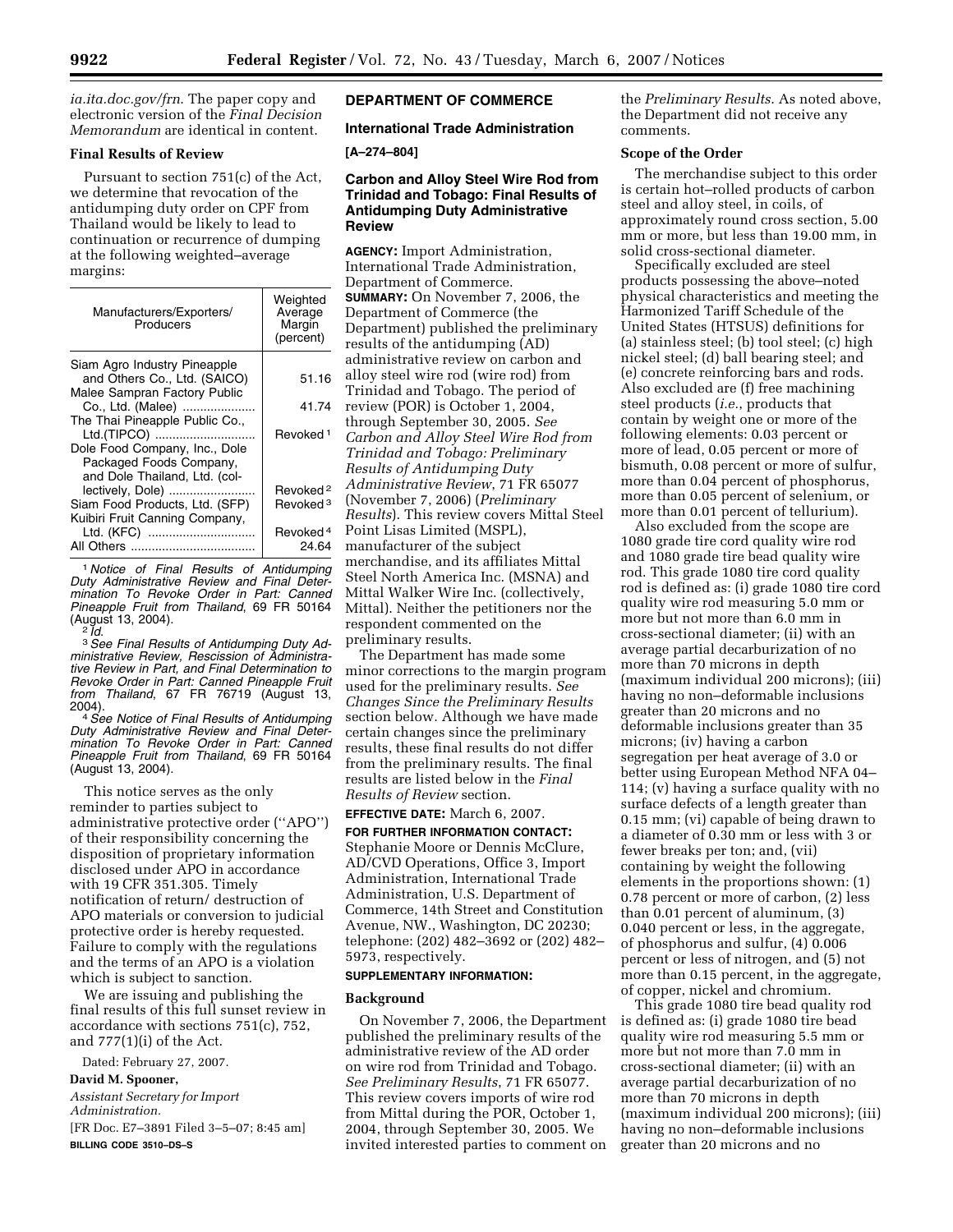ia.ita.doc.gov/frn. The paper copy and electronic version of the *Final Decision Memorandum* are identical in content.

**Final Results of Review**

Pursuant to section 751(c) of the Act, we determine that revocation of the antidumping duty order on CPF from Thailand would be likely to lead to continuation or recurrence of dumping at the following weighted–average margins:

| Manufacturers/Exporters/ Producers | Weighted Average Margin (percent) |
|---|---|
| Siam Agro Industry Pineapple and Others Co., Ltd. (SAICO) | 51.16 |
| Malee Sampran Factory Public Co., Ltd. (Malee) | 41.74 |
| The Thai Pineapple Public Co., Ltd.(TIPCO) | Revoked [1] |
| Dole Food Company, Inc., Dole Packaged Foods Company, and Dole Thailand, Ltd. (collectively, Dole) | Revoked [2] |
| Siam Food Products, Ltd. (SFP) | Revoked [3] |
| Kuibiri Fruit Canning Company, Ltd. (KFC) | Revoked [4] |
| All Others | 24.64 |

[1] *Notice of Final Results of Antidumping Duty Administrative Review and Final Determination To Revoke Order in Part: Canned Pineapple Fruit from Thailand*, 69 FR 50164 (August 13, 2004).

[2] *Id.*

[3] *See Final Results of Antidumping Duty Administrative Review, Rescission of Administrative Review in Part, and Final Determination to Revoke Order in Part: Canned Pineapple Fruit from Thailand*, 67 FR 76719 (August 13, 2004).

[4] *See Notice of Final Results of Antidumping Duty Administrative Review and Final Determination To Revoke Order in Part: Canned Pineapple Fruit from Thailand*, 69 FR 50164 (August 13, 2004).

This notice serves as the only reminder to parties subject to administrative protective order (''APO'') of their responsibility concerning the disposition of proprietary information disclosed under APO in accordance with 19 CFR 351.305. Timely notification of return/ destruction of APO materials or conversion to judicial protective order is hereby requested. Failure to comply with the regulations and the terms of an APO is a violation which is subject to sanction.

We are issuing and publishing the final results of this full sunset review in accordance with sections 751(c), 752, and 777(1)(i) of the Act.

Dated: February 27, 2007.

**David M. Spooner,**

*Assistant Secretary for Import Administration.*

[FR Doc. E7–3891 Filed 3–5–07; 8:45 am]

**BILLING CODE 3510–DS–S**

## DEPARTMENT OF COMMERCE

### International Trade Administration

**[A–274–804]**

### Carbon and Alloy Steel Wire Rod from Trinidad and Tobago: Final Results of Antidumping Duty Administrative Review

**AGENCY:** Import Administration, International Trade Administration, Department of Commerce.

**SUMMARY:** On November 7, 2006, the Department of Commerce (the Department) published the preliminary results of the antidumping (AD) administrative review on carbon and alloy steel wire rod (wire rod) from Trinidad and Tobago. The period of review (POR) is October 1, 2004, through September 30, 2005. *See Carbon and Alloy Steel Wire Rod from Trinidad and Tobago: Preliminary Results of Antidumping Duty Administrative Review*, 71 FR 65077 (November 7, 2006) (*Preliminary Results*). This review covers Mittal Steel Point Lisas Limited (MSPL), manufacturer of the subject merchandise, and its affiliates Mittal Steel North America Inc. (MSNA) and Mittal Walker Wire Inc. (collectively, Mittal). Neither the petitioners nor the respondent commented on the preliminary results.

The Department has made some minor corrections to the margin program used for the preliminary results. *See Changes Since the Preliminary Results* section below. Although we have made certain changes since the preliminary results, these final results do not differ from the preliminary results. The final results are listed below in the *Final Results of Review* section.

**EFFECTIVE DATE:** March 6, 2007.

**FOR FURTHER INFORMATION CONTACT:** Stephanie Moore or Dennis McClure, AD/CVD Operations, Office 3, Import Administration, International Trade Administration, U.S. Department of Commerce, 14th Street and Constitution Avenue, NW., Washington, DC 20230; telephone: (202) 482–3692 or (202) 482–5973, respectively.

**SUPPLEMENTARY INFORMATION:**

**Background**

On November 7, 2006, the Department published the preliminary results of the administrative review of the AD order on wire rod from Trinidad and Tobago. *See Preliminary Results*, 71 FR 65077. This review covers imports of wire rod from Mittal during the POR, October 1, 2004, through September 30, 2005. We invited interested parties to comment on the *Preliminary Results*. As noted above, the Department did not receive any comments.

**Scope of the Order**

The merchandise subject to this order is certain hot–rolled products of carbon steel and alloy steel, in coils, of approximately round cross section, 5.00 mm or more, but less than 19.00 mm, in solid cross-sectional diameter.

Specifically excluded are steel products possessing the above–noted physical characteristics and meeting the Harmonized Tariff Schedule of the United States (HTSUS) definitions for (a) stainless steel; (b) tool steel; (c) high nickel steel; (d) ball bearing steel; and (e) concrete reinforcing bars and rods. Also excluded are (f) free machining steel products (*i.e.*, products that contain by weight one or more of the following elements: 0.03 percent or more of lead, 0.05 percent or more of bismuth, 0.08 percent or more of sulfur, more than 0.04 percent of phosphorus, more than 0.05 percent of selenium, or more than 0.01 percent of tellurium).

Also excluded from the scope are 1080 grade tire cord quality wire rod and 1080 grade tire bead quality wire rod. This grade 1080 tire cord quality rod is defined as: (i) grade 1080 tire cord quality wire rod measuring 5.0 mm or more but not more than 6.0 mm in cross-sectional diameter; (ii) with an average partial decarburization of no more than 70 microns in depth (maximum individual 200 microns); (iii) having no non–deformable inclusions greater than 20 microns and no deformable inclusions greater than 35 microns; (iv) having a carbon segregation per heat average of 3.0 or better using European Method NFA 04–114; (v) having a surface quality with no surface defects of a length greater than 0.15 mm; (vi) capable of being drawn to a diameter of 0.30 mm or less with 3 or fewer breaks per ton; and, (vii) containing by weight the following elements in the proportions shown: (1) 0.78 percent or more of carbon, (2) less than 0.01 percent of aluminum, (3) 0.040 percent or less, in the aggregate, of phosphorus and sulfur, (4) 0.006 percent or less of nitrogen, and (5) not more than 0.15 percent, in the aggregate, of copper, nickel and chromium.

This grade 1080 tire bead quality rod is defined as: (i) grade 1080 tire bead quality wire rod measuring 5.5 mm or more but not more than 7.0 mm in cross-sectional diameter; (ii) with an average partial decarburization of no more than 70 microns in depth (maximum individual 200 microns); (iii) having no non–deformable inclusions greater than 20 microns and no